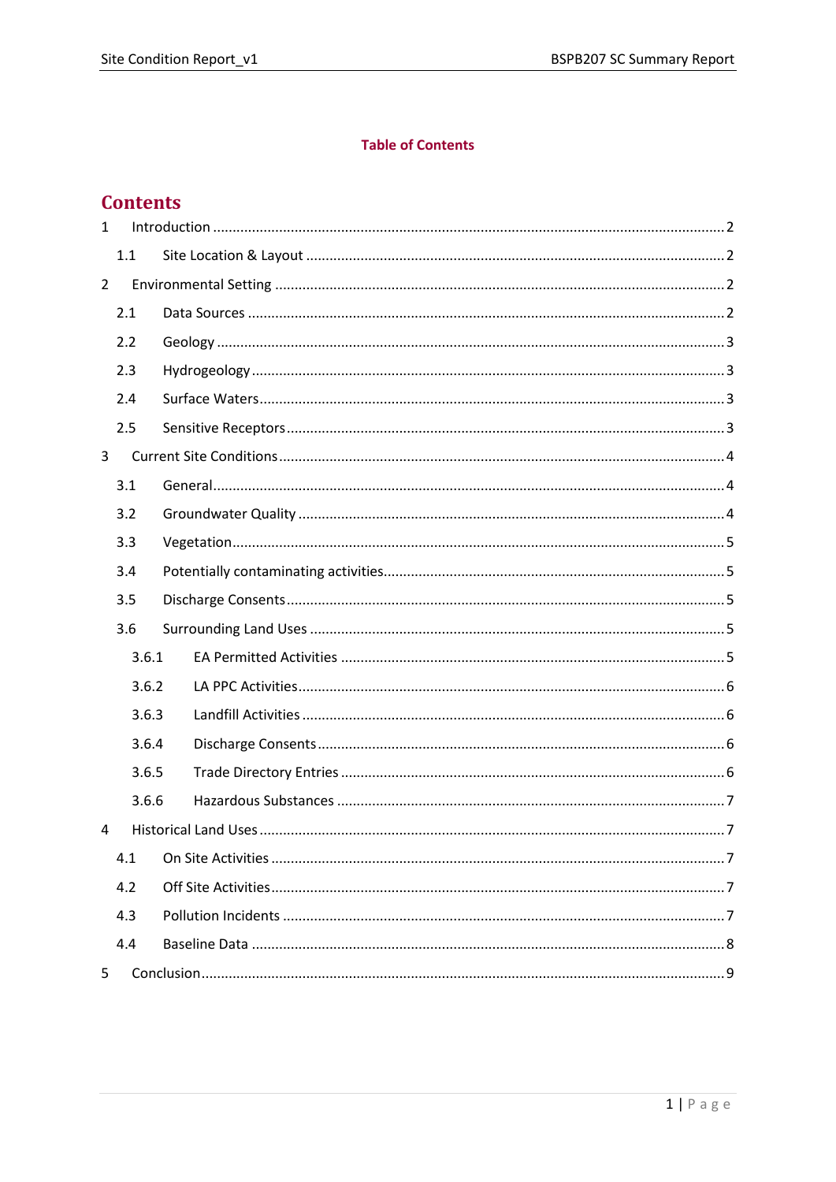**Table of Contents**

# Contents

1 Introduction .......... 2

  1.1 Site Location & Layout .......... 2

2 Environmental Setting .......... 2

  2.1 Data Sources .......... 2

  2.2 Geology .......... 3

  2.3 Hydrogeology .......... 3

  2.4 Surface Waters .......... 3

  2.5 Sensitive Receptors .......... 3

3 Current Site Conditions .......... 4

  3.1 General .......... 4

  3.2 Groundwater Quality .......... 4

  3.3 Vegetation .......... 5

  3.4 Potentially contaminating activities .......... 5

  3.5 Discharge Consents .......... 5

  3.6 Surrounding Land Uses .......... 5

    3.6.1 EA Permitted Activities .......... 5

    3.6.2 LA PPC Activities .......... 6

    3.6.3 Landfill Activities .......... 6

    3.6.4 Discharge Consents .......... 6

    3.6.5 Trade Directory Entries .......... 6

    3.6.6 Hazardous Substances .......... 7

4 Historical Land Uses .......... 7

  4.1 On Site Activities .......... 7

  4.2 Off Site Activities .......... 7

  4.3 Pollution Incidents .......... 7

  4.4 Baseline Data .......... 8

5 Conclusion .......... 9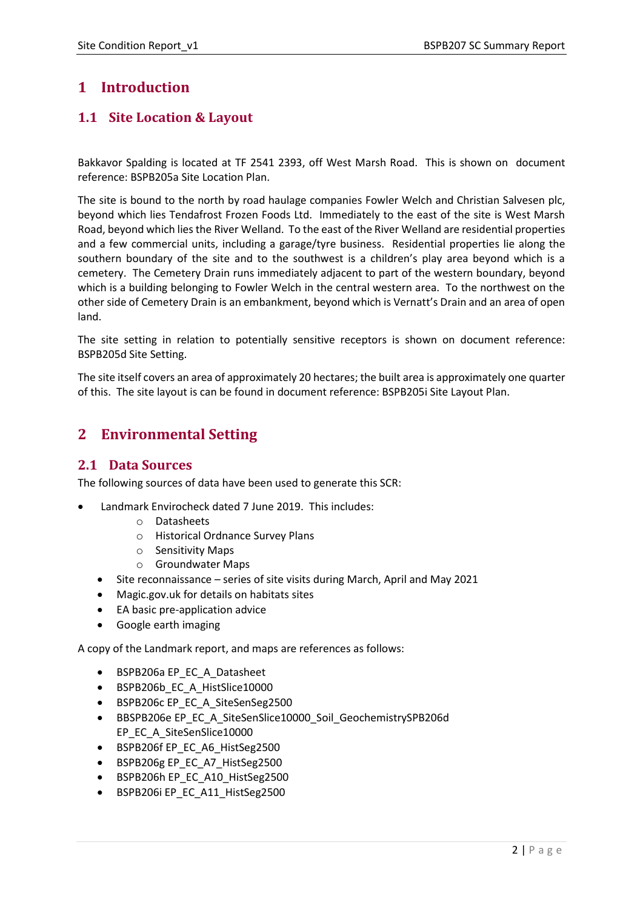# 1 Introduction

## 1.1 Site Location & Layout

Bakkavor Spalding is located at TF 2541 2393, off West Marsh Road. This is shown on document reference: BSPB205a Site Location Plan.

The site is bound to the north by road haulage companies Fowler Welch and Christian Salvesen plc, beyond which lies Tendafrost Frozen Foods Ltd. Immediately to the east of the site is West Marsh Road, beyond which lies the River Welland. To the east of the River Welland are residential properties and a few commercial units, including a garage/tyre business. Residential properties lie along the southern boundary of the site and to the southwest is a children's play area beyond which is a cemetery. The Cemetery Drain runs immediately adjacent to part of the western boundary, beyond which is a building belonging to Fowler Welch in the central western area. To the northwest on the other side of Cemetery Drain is an embankment, beyond which is Vernatt's Drain and an area of open land.

The site setting in relation to potentially sensitive receptors is shown on document reference: BSPB205d Site Setting.

The site itself covers an area of approximately 20 hectares; the built area is approximately one quarter of this. The site layout is can be found in document reference: BSPB205i Site Layout Plan.

# 2 Environmental Setting

## 2.1 Data Sources

The following sources of data have been used to generate this SCR:

- Landmark Envirocheck dated 7 June 2019. This includes:
  - Datasheets
  - Historical Ordnance Survey Plans
  - Sensitivity Maps
  - Groundwater Maps
- Site reconnaissance – series of site visits during March, April and May 2021
- Magic.gov.uk for details on habitats sites
- EA basic pre-application advice
- Google earth imaging

A copy of the Landmark report, and maps are references as follows:

- BSPB206a EP_EC_A_Datasheet
- BSPB206b_EC_A_HistSlice10000
- BSPB206c EP_EC_A_SiteSenSeg2500
- BBSPB206e EP_EC_A_SiteSenSlice10000_Soil_GeochemistrySPB206d EP_EC_A_SiteSenSlice10000
- BSPB206f EP_EC_A6_HistSeg2500
- BSPB206g EP_EC_A7_HistSeg2500
- BSPB206h EP_EC_A10_HistSeg2500
- BSPB206i EP_EC_A11_HistSeg2500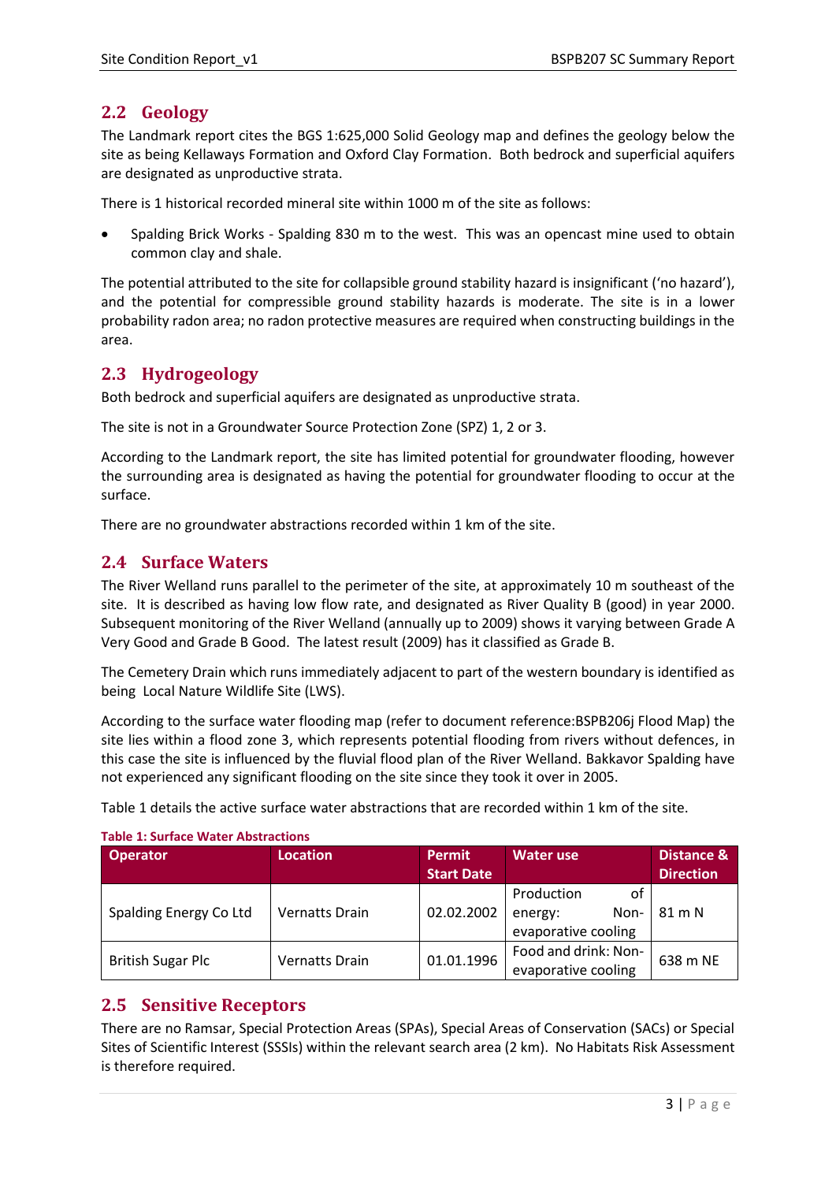## 2.2 Geology

The Landmark report cites the BGS 1:625,000 Solid Geology map and defines the geology below the site as being Kellaways Formation and Oxford Clay Formation. Both bedrock and superficial aquifers are designated as unproductive strata.

There is 1 historical recorded mineral site within 1000 m of the site as follows:

- Spalding Brick Works - Spalding 830 m to the west. This was an opencast mine used to obtain common clay and shale.

The potential attributed to the site for collapsible ground stability hazard is insignificant ('no hazard'), and the potential for compressible ground stability hazards is moderate. The site is in a lower probability radon area; no radon protective measures are required when constructing buildings in the area.

## 2.3 Hydrogeology

Both bedrock and superficial aquifers are designated as unproductive strata.

The site is not in a Groundwater Source Protection Zone (SPZ) 1, 2 or 3.

According to the Landmark report, the site has limited potential for groundwater flooding, however the surrounding area is designated as having the potential for groundwater flooding to occur at the surface.

There are no groundwater abstractions recorded within 1 km of the site.

## 2.4 Surface Waters

The River Welland runs parallel to the perimeter of the site, at approximately 10 m southeast of the site. It is described as having low flow rate, and designated as River Quality B (good) in year 2000. Subsequent monitoring of the River Welland (annually up to 2009) shows it varying between Grade A Very Good and Grade B Good. The latest result (2009) has it classified as Grade B.

The Cemetery Drain which runs immediately adjacent to part of the western boundary is identified as being Local Nature Wildlife Site (LWS).

According to the surface water flooding map (refer to document reference:BSPB206j Flood Map) the site lies within a flood zone 3, which represents potential flooding from rivers without defences, in this case the site is influenced by the fluvial flood plan of the River Welland. Bakkavor Spalding have not experienced any significant flooding on the site since they took it over in 2005.

Table 1 details the active surface water abstractions that are recorded within 1 km of the site.

**Table 1: Surface Water Abstractions**

| Operator | Location | Permit Start Date | Water use | Distance & Direction |
|---|---|---|---|---|
| Spalding Energy Co Ltd | Vernatts Drain | 02.02.2002 | Production of energy: Non-evaporative cooling | 81 m N |
| British Sugar Plc | Vernatts Drain | 01.01.1996 | Food and drink: Non-evaporative cooling | 638 m NE |

## 2.5 Sensitive Receptors

There are no Ramsar, Special Protection Areas (SPAs), Special Areas of Conservation (SACs) or Special Sites of Scientific Interest (SSSIs) within the relevant search area (2 km). No Habitats Risk Assessment is therefore required.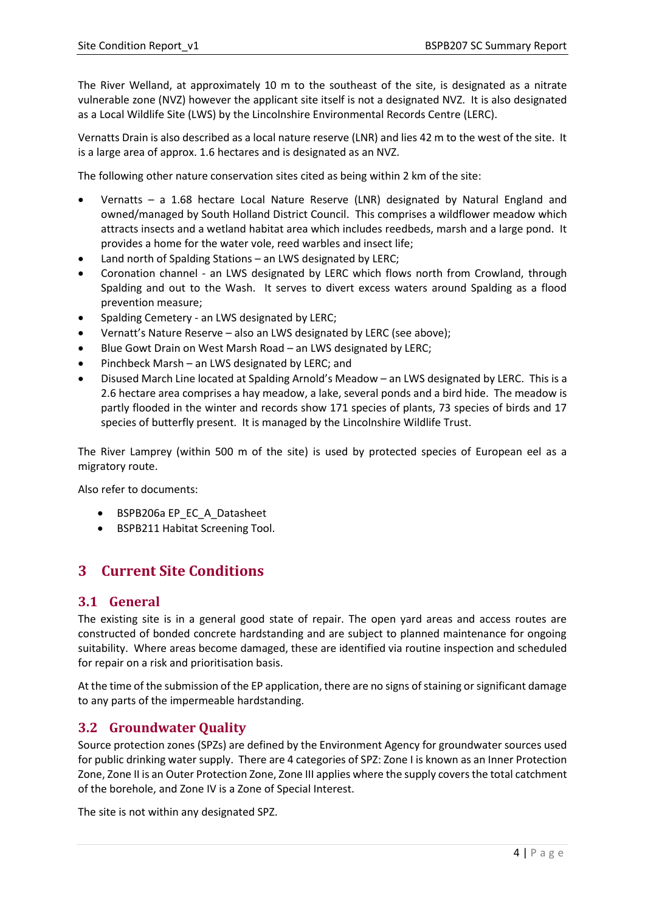The River Welland, at approximately 10 m to the southeast of the site, is designated as a nitrate vulnerable zone (NVZ) however the applicant site itself is not a designated NVZ. It is also designated as a Local Wildlife Site (LWS) by the Lincolnshire Environmental Records Centre (LERC).

Vernatts Drain is also described as a local nature reserve (LNR) and lies 42 m to the west of the site. It is a large area of approx. 1.6 hectares and is designated as an NVZ.

The following other nature conservation sites cited as being within 2 km of the site:

- Vernatts – a 1.68 hectare Local Nature Reserve (LNR) designated by Natural England and owned/managed by South Holland District Council. This comprises a wildflower meadow which attracts insects and a wetland habitat area which includes reedbeds, marsh and a large pond. It provides a home for the water vole, reed warbles and insect life;
- Land north of Spalding Stations – an LWS designated by LERC;
- Coronation channel - an LWS designated by LERC which flows north from Crowland, through Spalding and out to the Wash. It serves to divert excess waters around Spalding as a flood prevention measure;
- Spalding Cemetery - an LWS designated by LERC;
- Vernatt's Nature Reserve – also an LWS designated by LERC (see above);
- Blue Gowt Drain on West Marsh Road – an LWS designated by LERC;
- Pinchbeck Marsh – an LWS designated by LERC; and
- Disused March Line located at Spalding Arnold's Meadow – an LWS designated by LERC. This is a 2.6 hectare area comprises a hay meadow, a lake, several ponds and a bird hide. The meadow is partly flooded in the winter and records show 171 species of plants, 73 species of birds and 17 species of butterfly present. It is managed by the Lincolnshire Wildlife Trust.

The River Lamprey (within 500 m of the site) is used by protected species of European eel as a migratory route.

Also refer to documents:

- BSPB206a EP_EC_A_Datasheet
- BSPB211 Habitat Screening Tool.

# 3 Current Site Conditions

## 3.1 General

The existing site is in a general good state of repair. The open yard areas and access routes are constructed of bonded concrete hardstanding and are subject to planned maintenance for ongoing suitability. Where areas become damaged, these are identified via routine inspection and scheduled for repair on a risk and prioritisation basis.

At the time of the submission of the EP application, there are no signs of staining or significant damage to any parts of the impermeable hardstanding.

## 3.2 Groundwater Quality

Source protection zones (SPZs) are defined by the Environment Agency for groundwater sources used for public drinking water supply. There are 4 categories of SPZ: Zone I is known as an Inner Protection Zone, Zone II is an Outer Protection Zone, Zone III applies where the supply covers the total catchment of the borehole, and Zone IV is a Zone of Special Interest.

The site is not within any designated SPZ.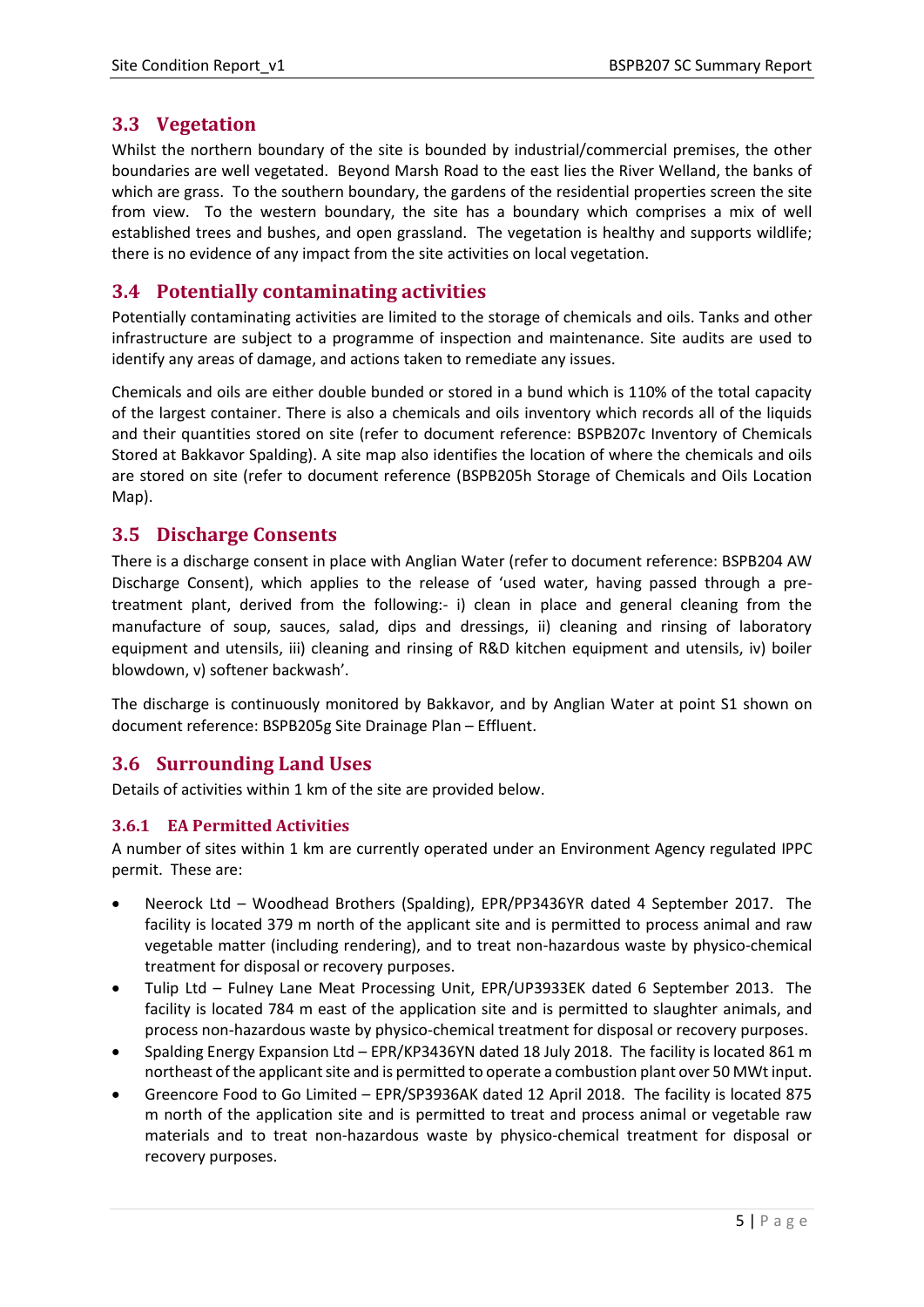## 3.3 Vegetation

Whilst the northern boundary of the site is bounded by industrial/commercial premises, the other boundaries are well vegetated. Beyond Marsh Road to the east lies the River Welland, the banks of which are grass. To the southern boundary, the gardens of the residential properties screen the site from view. To the western boundary, the site has a boundary which comprises a mix of well established trees and bushes, and open grassland. The vegetation is healthy and supports wildlife; there is no evidence of any impact from the site activities on local vegetation.

## 3.4 Potentially contaminating activities

Potentially contaminating activities are limited to the storage of chemicals and oils. Tanks and other infrastructure are subject to a programme of inspection and maintenance. Site audits are used to identify any areas of damage, and actions taken to remediate any issues.

Chemicals and oils are either double bunded or stored in a bund which is 110% of the total capacity of the largest container. There is also a chemicals and oils inventory which records all of the liquids and their quantities stored on site (refer to document reference: BSPB207c Inventory of Chemicals Stored at Bakkavor Spalding). A site map also identifies the location of where the chemicals and oils are stored on site (refer to document reference (BSPB205h Storage of Chemicals and Oils Location Map).

## 3.5 Discharge Consents

There is a discharge consent in place with Anglian Water (refer to document reference: BSPB204 AW Discharge Consent), which applies to the release of 'used water, having passed through a pre-treatment plant, derived from the following:- i) clean in place and general cleaning from the manufacture of soup, sauces, salad, dips and dressings, ii) cleaning and rinsing of laboratory equipment and utensils, iii) cleaning and rinsing of R&D kitchen equipment and utensils, iv) boiler blowdown, v) softener backwash'.

The discharge is continuously monitored by Bakkavor, and by Anglian Water at point S1 shown on document reference: BSPB205g Site Drainage Plan – Effluent.

## 3.6 Surrounding Land Uses

Details of activities within 1 km of the site are provided below.

### 3.6.1 EA Permitted Activities

A number of sites within 1 km are currently operated under an Environment Agency regulated IPPC permit. These are:

- Neerock Ltd – Woodhead Brothers (Spalding), EPR/PP3436YR dated 4 September 2017. The facility is located 379 m north of the applicant site and is permitted to process animal and raw vegetable matter (including rendering), and to treat non-hazardous waste by physico-chemical treatment for disposal or recovery purposes.
- Tulip Ltd – Fulney Lane Meat Processing Unit, EPR/UP3933EK dated 6 September 2013. The facility is located 784 m east of the application site and is permitted to slaughter animals, and process non-hazardous waste by physico-chemical treatment for disposal or recovery purposes.
- Spalding Energy Expansion Ltd – EPR/KP3436YN dated 18 July 2018. The facility is located 861 m northeast of the applicant site and is permitted to operate a combustion plant over 50 MWt input.
- Greencore Food to Go Limited – EPR/SP3936AK dated 12 April 2018. The facility is located 875 m north of the application site and is permitted to treat and process animal or vegetable raw materials and to treat non-hazardous waste by physico-chemical treatment for disposal or recovery purposes.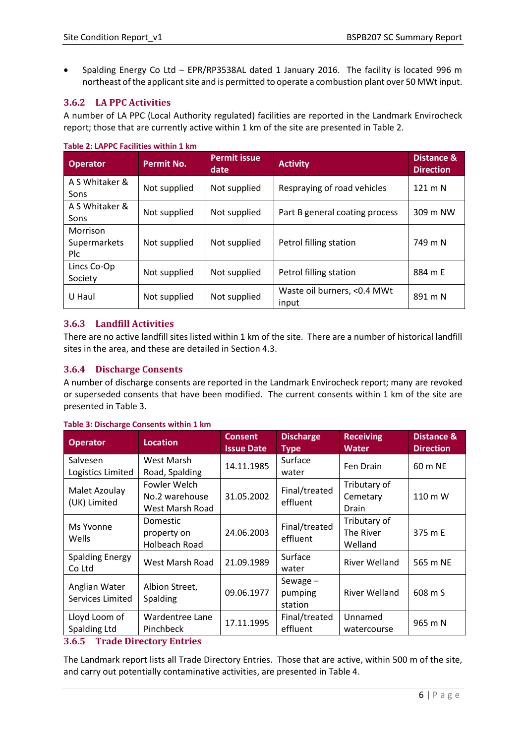- Spalding Energy Co Ltd – EPR/RP3538AL dated 1 January 2016. The facility is located 996 m northeast of the applicant site and is permitted to operate a combustion plant over 50 MWt input.

### 3.6.2 LA PPC Activities

A number of LA PPC (Local Authority regulated) facilities are reported in the Landmark Envirocheck report; those that are currently active within 1 km of the site are presented in Table 2.

**Table 2: LAPPC Facilities within 1 km**

| Operator | Permit No. | Permit issue date | Activity | Distance & Direction |
|---|---|---|---|---|
| A S Whitaker & Sons | Not supplied | Not supplied | Respraying of road vehicles | 121 m N |
| A S Whitaker & Sons | Not supplied | Not supplied | Part B general coating process | 309 m NW |
| Morrison Supermarkets Plc | Not supplied | Not supplied | Petrol filling station | 749 m N |
| Lincs Co-Op Society | Not supplied | Not supplied | Petrol filling station | 884 m E |
| U Haul | Not supplied | Not supplied | Waste oil burners, <0.4 MWt input | 891 m N |

### 3.6.3 Landfill Activities

There are no active landfill sites listed within 1 km of the site. There are a number of historical landfill sites in the area, and these are detailed in Section 4.3.

### 3.6.4 Discharge Consents

A number of discharge consents are reported in the Landmark Envirocheck report; many are revoked or superseded consents that have been modified. The current consents within 1 km of the site are presented in Table 3.

**Table 3: Discharge Consents within 1 km**

| Operator | Location | Consent Issue Date | Discharge Type | Receiving Water | Distance & Direction |
|---|---|---|---|---|---|
| Salvesen Logistics Limited | West Marsh Road, Spalding | 14.11.1985 | Surface water | Fen Drain | 60 m NE |
| Malet Azoulay (UK) Limited | Fowler Welch No.2 warehouse West Marsh Road | 31.05.2002 | Final/treated effluent | Tributary of Cemetary Drain | 110 m W |
| Ms Yvonne Wells | Domestic property on Holbeach Road | 24.06.2003 | Final/treated effluent | Tributary of The River Welland | 375 m E |
| Spalding Energy Co Ltd | West Marsh Road | 21.09.1989 | Surface water | River Welland | 565 m NE |
| Anglian Water Services Limited | Albion Street, Spalding | 09.06.1977 | Sewage – pumping station | River Welland | 608 m S |
| Lloyd Loom of Spalding Ltd | Wardentree Lane Pinchbeck | 17.11.1995 | Final/treated effluent | Unnamed watercourse | 965 m N |

### 3.6.5 Trade Directory Entries

The Landmark report lists all Trade Directory Entries. Those that are active, within 500 m of the site, and carry out potentially contaminative activities, are presented in Table 4.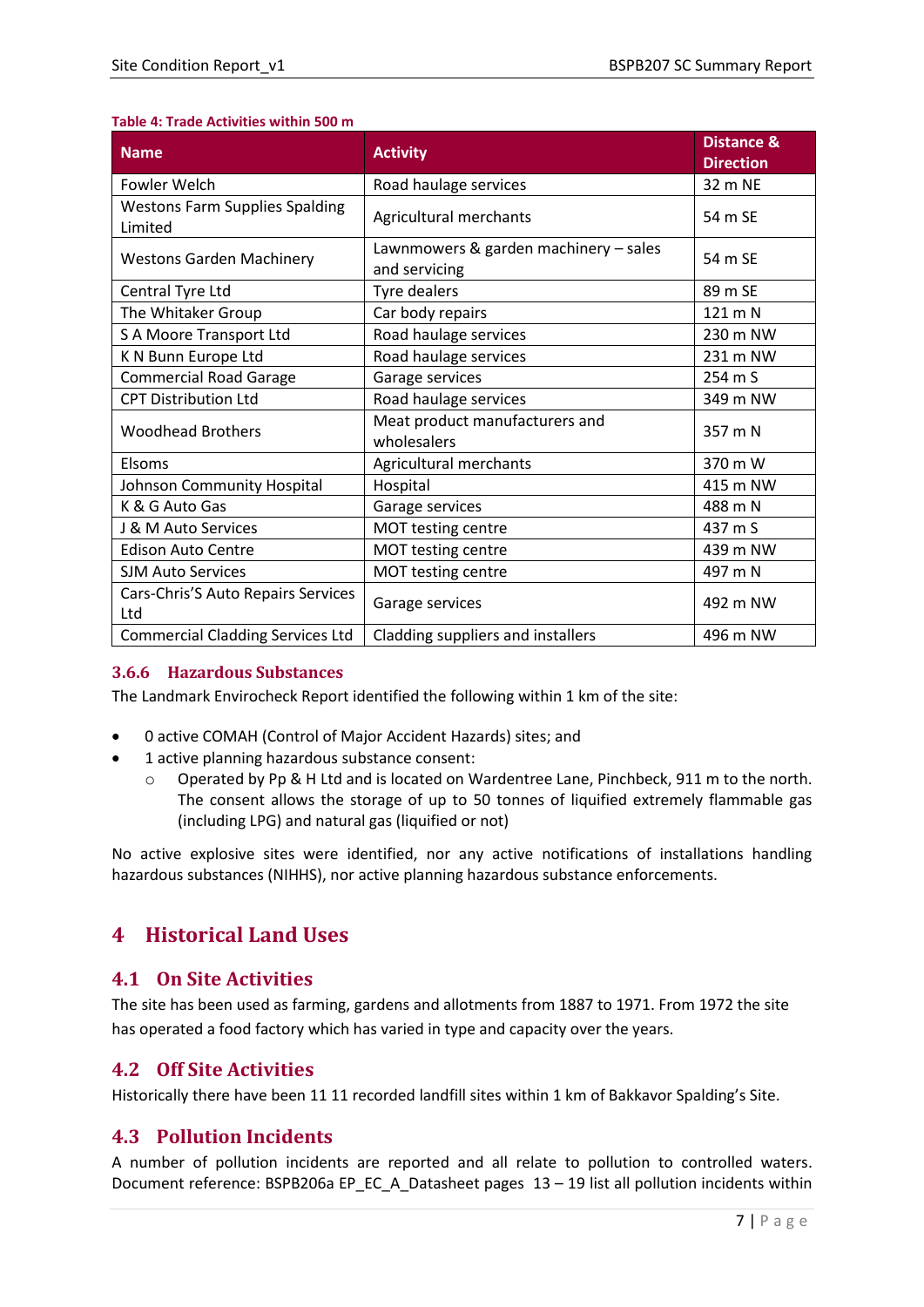**Table 4: Trade Activities within 500 m**

| Name | Activity | Distance & Direction |
|---|---|---|
| Fowler Welch | Road haulage services | 32 m NE |
| Westons Farm Supplies Spalding Limited | Agricultural merchants | 54 m SE |
| Westons Garden Machinery | Lawnmowers & garden machinery – sales and servicing | 54 m SE |
| Central Tyre Ltd | Tyre dealers | 89 m SE |
| The Whitaker Group | Car body repairs | 121 m N |
| S A Moore Transport Ltd | Road haulage services | 230 m NW |
| K N Bunn Europe Ltd | Road haulage services | 231 m NW |
| Commercial Road Garage | Garage services | 254 m S |
| CPT Distribution Ltd | Road haulage services | 349 m NW |
| Woodhead Brothers | Meat product manufacturers and wholesalers | 357 m N |
| Elsoms | Agricultural merchants | 370 m W |
| Johnson Community Hospital | Hospital | 415 m NW |
| K & G Auto Gas | Garage services | 488 m N |
| J & M Auto Services | MOT testing centre | 437 m S |
| Edison Auto Centre | MOT testing centre | 439 m NW |
| SJM Auto Services | MOT testing centre | 497 m N |
| Cars-Chris'S Auto Repairs Services Ltd | Garage services | 492 m NW |
| Commercial Cladding Services Ltd | Cladding suppliers and installers | 496 m NW |

### 3.6.6 Hazardous Substances

The Landmark Envirocheck Report identified the following within 1 km of the site:

- 0 active COMAH (Control of Major Accident Hazards) sites; and
- 1 active planning hazardous substance consent:
  - Operated by Pp & H Ltd and is located on Wardentree Lane, Pinchbeck, 911 m to the north. The consent allows the storage of up to 50 tonnes of liquified extremely flammable gas (including LPG) and natural gas (liquified or not)

No active explosive sites were identified, nor any active notifications of installations handling hazardous substances (NIHHS), nor active planning hazardous substance enforcements.

# 4 Historical Land Uses

## 4.1 On Site Activities

The site has been used as farming, gardens and allotments from 1887 to 1971. From 1972 the site has operated a food factory which has varied in type and capacity over the years.

## 4.2 Off Site Activities

Historically there have been 11 11 recorded landfill sites within 1 km of Bakkavor Spalding's Site.

## 4.3 Pollution Incidents

A number of pollution incidents are reported and all relate to pollution to controlled waters. Document reference: BSPB206a EP_EC_A_Datasheet pages 13 – 19 list all pollution incidents within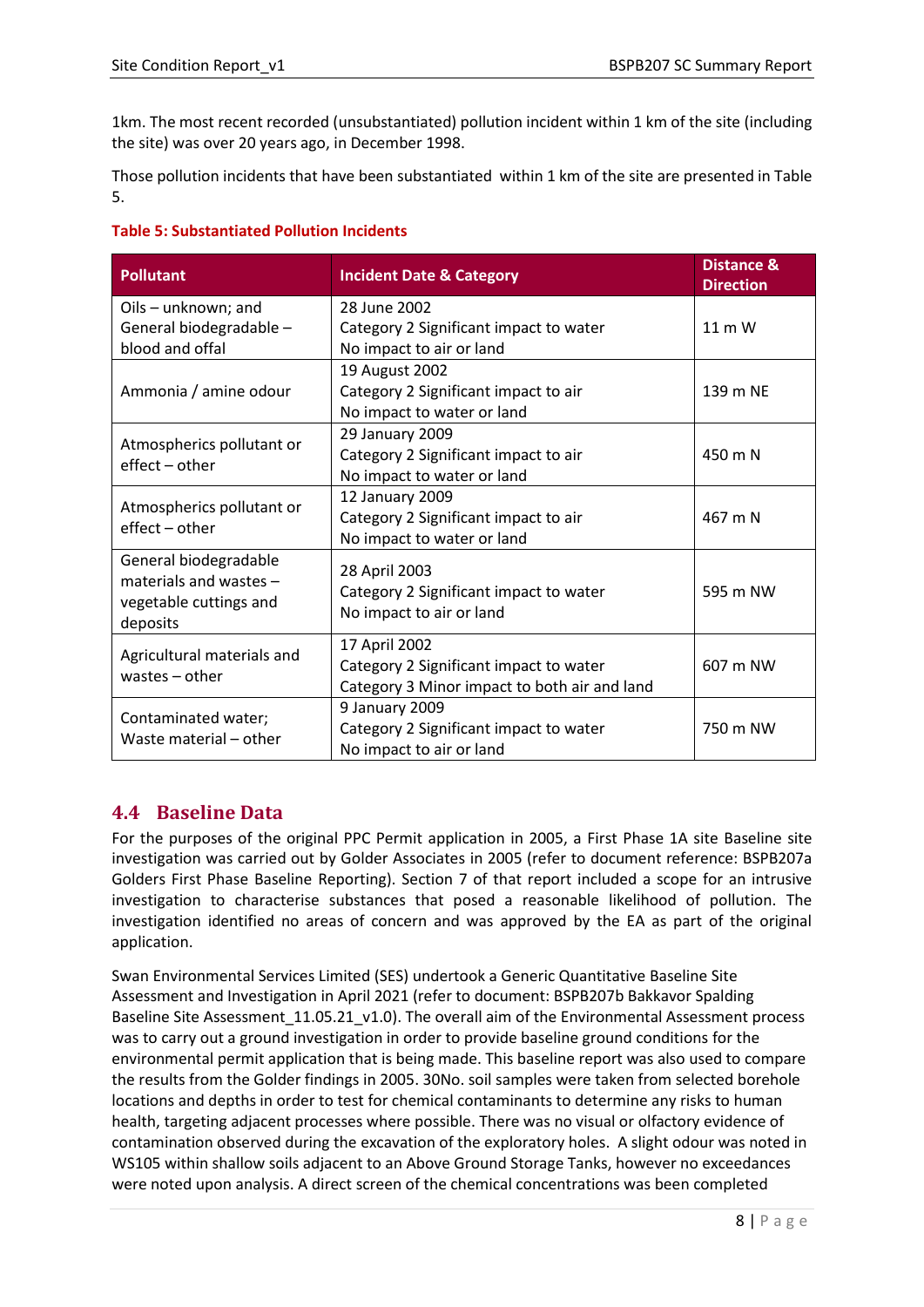1km. The most recent recorded (unsubstantiated) pollution incident within 1 km of the site (including the site) was over 20 years ago, in December 1998.

Those pollution incidents that have been substantiated within 1 km of the site are presented in Table 5.

**Table 5: Substantiated Pollution Incidents**

| Pollutant | Incident Date & Category | Distance & Direction |
|---|---|---|
| Oils – unknown; and General biodegradable – blood and offal | 28 June 2002<br>Category 2 Significant impact to water<br>No impact to air or land | 11 m W |
| Ammonia / amine odour | 19 August 2002<br>Category 2 Significant impact to air<br>No impact to water or land | 139 m NE |
| Atmospherics pollutant or effect – other | 29 January 2009<br>Category 2 Significant impact to air<br>No impact to water or land | 450 m N |
| Atmospherics pollutant or effect – other | 12 January 2009<br>Category 2 Significant impact to air<br>No impact to water or land | 467 m N |
| General biodegradable materials and wastes – vegetable cuttings and deposits | 28 April 2003<br>Category 2 Significant impact to water<br>No impact to air or land | 595 m NW |
| Agricultural materials and wastes – other | 17 April 2002<br>Category 2 Significant impact to water<br>Category 3 Minor impact to both air and land | 607 m NW |
| Contaminated water; Waste material – other | 9 January 2009<br>Category 2 Significant impact to water<br>No impact to air or land | 750 m NW |

## 4.4 Baseline Data

For the purposes of the original PPC Permit application in 2005, a First Phase 1A site Baseline site investigation was carried out by Golder Associates in 2005 (refer to document reference: BSPB207a Golders First Phase Baseline Reporting). Section 7 of that report included a scope for an intrusive investigation to characterise substances that posed a reasonable likelihood of pollution. The investigation identified no areas of concern and was approved by the EA as part of the original application.

Swan Environmental Services Limited (SES) undertook a Generic Quantitative Baseline Site Assessment and Investigation in April 2021 (refer to document: BSPB207b Bakkavor Spalding Baseline Site Assessment_11.05.21_v1.0). The overall aim of the Environmental Assessment process was to carry out a ground investigation in order to provide baseline ground conditions for the environmental permit application that is being made. This baseline report was also used to compare the results from the Golder findings in 2005. 30No. soil samples were taken from selected borehole locations and depths in order to test for chemical contaminants to determine any risks to human health, targeting adjacent processes where possible. There was no visual or olfactory evidence of contamination observed during the excavation of the exploratory holes. A slight odour was noted in WS105 within shallow soils adjacent to an Above Ground Storage Tanks, however no exceedances were noted upon analysis. A direct screen of the chemical concentrations was been completed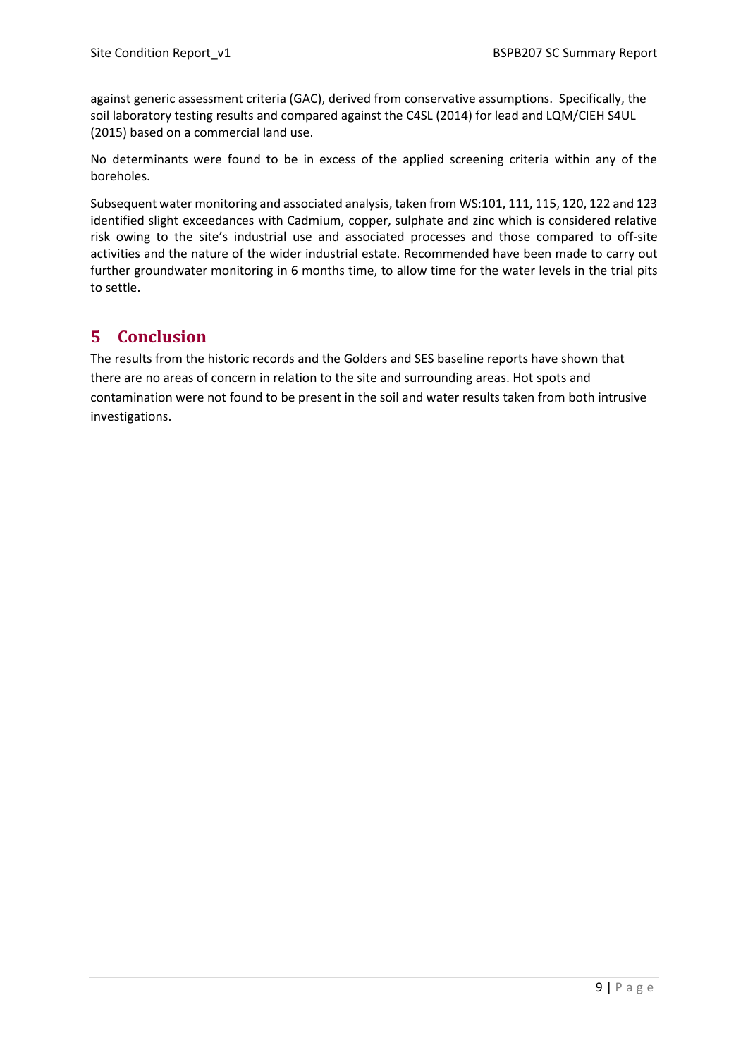against generic assessment criteria (GAC), derived from conservative assumptions. Specifically, the soil laboratory testing results and compared against the C4SL (2014) for lead and LQM/CIEH S4UL (2015) based on a commercial land use.

No determinants were found to be in excess of the applied screening criteria within any of the boreholes.

Subsequent water monitoring and associated analysis, taken from WS:101, 111, 115, 120, 122 and 123 identified slight exceedances with Cadmium, copper, sulphate and zinc which is considered relative risk owing to the site's industrial use and associated processes and those compared to off-site activities and the nature of the wider industrial estate. Recommended have been made to carry out further groundwater monitoring in 6 months time, to allow time for the water levels in the trial pits to settle.

# 5 Conclusion

The results from the historic records and the Golders and SES baseline reports have shown that there are no areas of concern in relation to the site and surrounding areas. Hot spots and contamination were not found to be present in the soil and water results taken from both intrusive investigations.